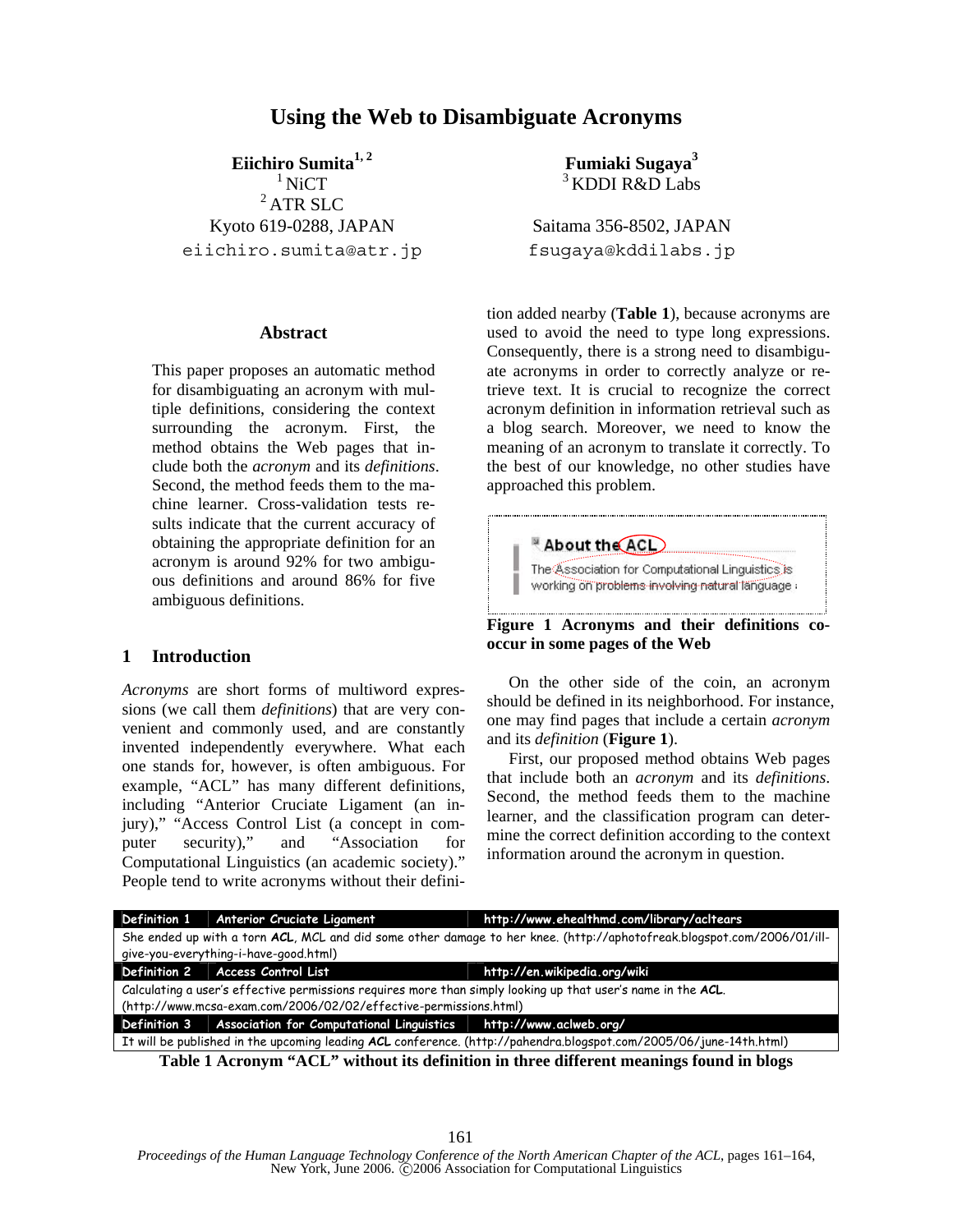# Using the Web to Disambiguate Acronyms

**Eiichiro Sumita**[1, 2]
[1] NiCT
[2] ATR SLC
Kyoto 619-0288, JAPAN
eiichiro.sumita@atr.jp

**Fumiaki Sugaya**[3]
[3] KDDI R&D Labs
Saitama 356-8502, JAPAN
fsugaya@kddilabs.jp

## Abstract

This paper proposes an automatic method for disambiguating an acronym with multiple definitions, considering the context surrounding the acronym. First, the method obtains the Web pages that include both the *acronym* and its *definitions*. Second, the method feeds them to the machine learner. Cross-validation tests results indicate that the current accuracy of obtaining the appropriate definition for an acronym is around 92% for two ambiguous definitions and around 86% for five ambiguous definitions.

## 1 Introduction

*Acronyms* are short forms of multiword expressions (we call them *definitions*) that are very convenient and commonly used, and are constantly invented independently everywhere. What each one stands for, however, is often ambiguous. For example, "ACL" has many different definitions, including "Anterior Cruciate Ligament (an injury)," "Access Control List (a concept in computer security)," and "Association for Computational Linguistics (an academic society)." People tend to write acronyms without their definition added nearby (**Table 1**), because acronyms are used to avoid the need to type long expressions. Consequently, there is a strong need to disambiguate acronyms in order to correctly analyze or retrieve text. It is crucial to recognize the correct acronym definition in information retrieval such as a blog search. Moreover, we need to know the meaning of an acronym to translate it correctly. To the best of our knowledge, no other studies have approached this problem.

**Figure 1 Acronyms and their definitions co-occur in some pages of the Web**

On the other side of the coin, an acronym should be defined in its neighborhood. For instance, one may find pages that include a certain *acronym* and its *definition* (**Figure 1**).

First, our proposed method obtains Web pages that include both an *acronym* and its *definitions*. Second, the method feeds them to the machine learner, and the classification program can determine the correct definition according to the context information around the acronym in question.

| Definition 1 | Anterior Cruciate Ligament | http://www.ehealthmd.com/library/acltears |
|---|---|---|
| She ended up with a torn **ACL**, MCL and did some other damage to her knee. (http://aphotofreak.blogspot.com/2006/01/ill-give-you-everything-i-have-good.html) | | |
| **Definition 2** | **Access Control List** | **http://en.wikipedia.org/wiki** |
| Calculating a user's effective permissions requires more than simply looking up that user's name in the **ACL**. (http://www.mcsa-exam.com/2006/02/02/effective-permissions.html) | | |
| **Definition 3** | **Association for Computational Linguistics** | **http://www.aclweb.org/** |
| It will be published in the upcoming leading **ACL** conference. (http://pahendra.blogspot.com/2005/06/june-14th.html) | | |

**Table 1 Acronym "ACL" without its definition in three different meanings found in blogs**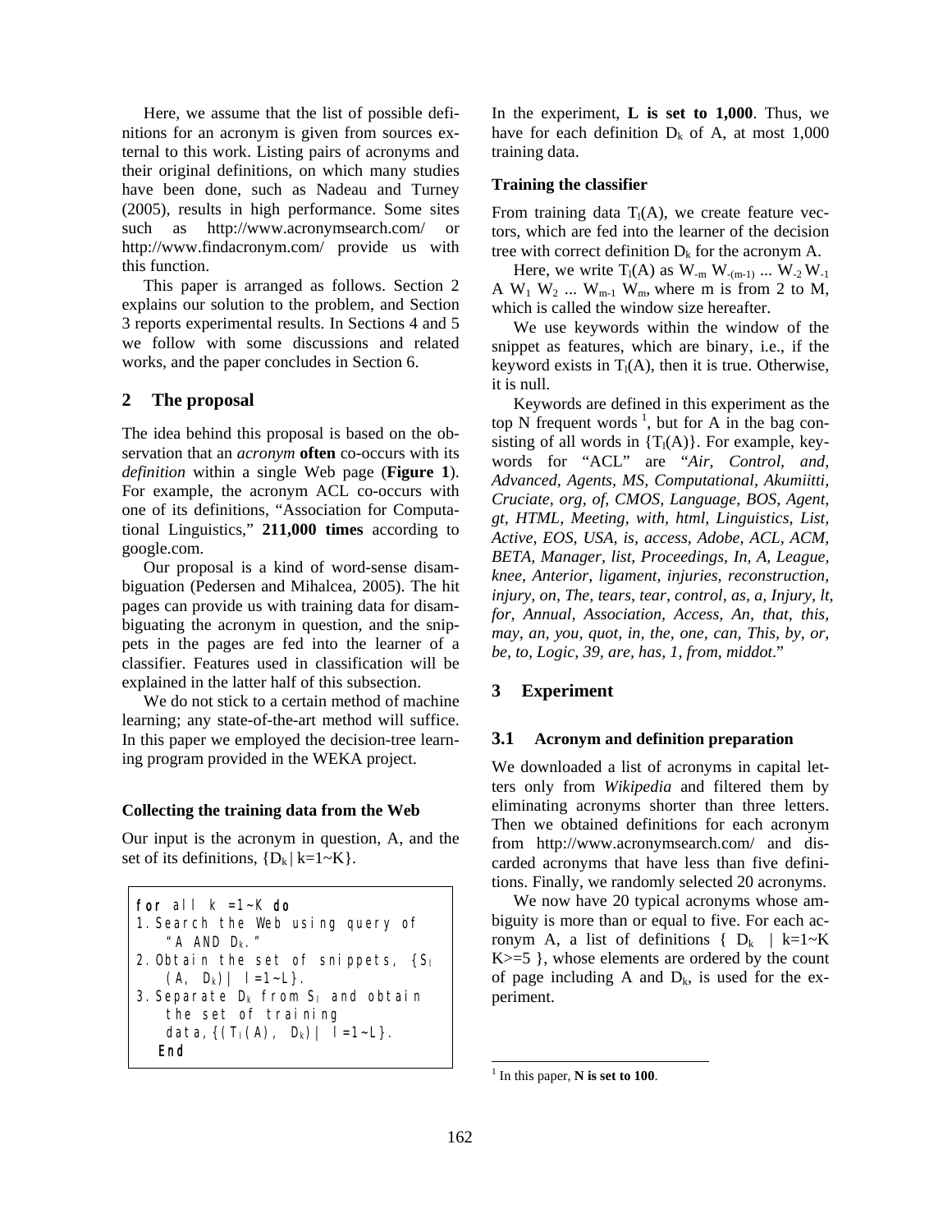Here, we assume that the list of possible definitions for an acronym is given from sources external to this work. Listing pairs of acronyms and their original definitions, on which many studies have been done, such as Nadeau and Turney (2005), results in high performance. Some sites such as http://www.acronymsearch.com/ or http://www.findacronym.com/ provide us with this function.

This paper is arranged as follows. Section 2 explains our solution to the problem, and Section 3 reports experimental results. In Sections 4 and 5 we follow with some discussions and related works, and the paper concludes in Section 6.

## 2 The proposal

The idea behind this proposal is based on the observation that an *acronym* **often** co-occurs with its *definition* within a single Web page (**Figure 1**). For example, the acronym ACL co-occurs with one of its definitions, "Association for Computational Linguistics," **211,000 times** according to google.com.

Our proposal is a kind of word-sense disambiguation (Pedersen and Mihalcea, 2005). The hit pages can provide us with training data for disambiguating the acronym in question, and the snippets in the pages are fed into the learner of a classifier. Features used in classification will be explained in the latter half of this subsection.

We do not stick to a certain method of machine learning; any state-of-the-art method will suffice. In this paper we employed the decision-tree learning program provided in the WEKA project.

### Collecting the training data from the Web

Our input is the acronym in question, A, and the set of its definitions, $\{D_k \mid k=1\sim K\}$.

```
for all k =1~K do
1. Search the Web using query of
   "A AND Dk."
2. Obtain the set of snippets, {Sl
   (A, Dk)| l=1~L}.
3. Separate Dk from Sl and obtain
   the set of training
   data,{(Tl(A), Dk)| l=1~L}.
End
```

In the experiment, **L is set to 1,000**. Thus, we have for each definition $D_k$ of A, at most 1,000 training data.

### Training the classifier

From training data $T_l(A)$, we create feature vectors, which are fed into the learner of the decision tree with correct definition $D_k$ for the acronym A.

Here, we write $T_l(A)$ as $W_{-m}\ W_{-(m-1)}\ ...\ W_{-2}\ W_{-1}\ A\ W_1\ W_2\ ...\ W_{m-1}\ W_m$, where m is from 2 to M, which is called the window size hereafter.

We use keywords within the window of the snippet as features, which are binary, i.e., if the keyword exists in $T_l(A)$, then it is true. Otherwise, it is null.

Keywords are defined in this experiment as the top N frequent words [1], but for A in the bag consisting of all words in $\{T_l(A)\}$. For example, keywords for "ACL" are "*Air, Control, and, Advanced, Agents, MS, Computational, Akumiitti, Cruciate, org, of, CMOS, Language, BOS, Agent, gt, HTML, Meeting, with, html, Linguistics, List, Active, EOS, USA, is, access, Adobe, ACL, ACM, BETA, Manager, list, Proceedings, In, A, League, knee, Anterior, ligament, injuries, reconstruction, injury, on, The, tears, tear, control, as, a, Injury, lt, for, Annual, Association, Access, An, that, this, may, an, you, quot, in, the, one, can, This, by, or, be, to, Logic, 39, are, has, 1, from, middot.*"

## 3 Experiment

### 3.1 Acronym and definition preparation

We downloaded a list of acronyms in capital letters only from *Wikipedia* and filtered them by eliminating acronyms shorter than three letters. Then we obtained definitions for each acronym from http://www.acronymsearch.com/ and discarded acronyms that have less than five definitions. Finally, we randomly selected 20 acronyms.

We now have 20 typical acronyms whose ambiguity is more than or equal to five. For each acronym A, a list of definitions $\{ D_k \mid k=1\sim K\ K>=5 \}$, whose elements are ordered by the count of page including A and $D_k$, is used for the experiment.

[1] In this paper, **N is set to 100**.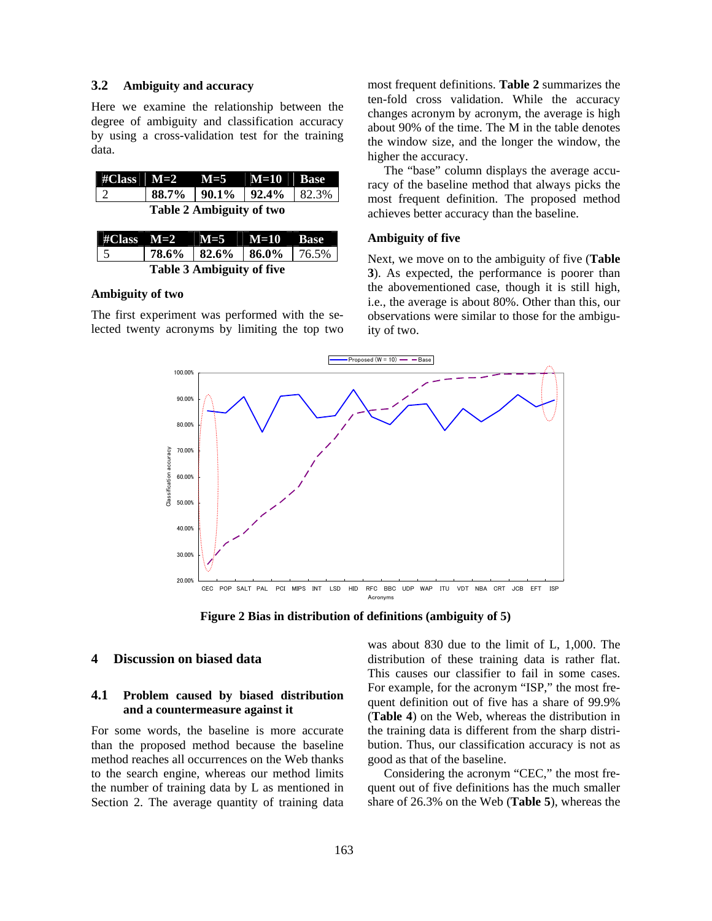### 3.2 Ambiguity and accuracy

Here we examine the relationship between the degree of ambiguity and classification accuracy by using a cross-validation test for the training data.

| #Class | M=2 | M=5 | M=10 | Base |
|---|---|---|---|---|
| 2 | **88.7%** | **90.1%** | **92.4%** | 82.3% |

**Table 2 Ambiguity of two**

| #Class | M=2 | M=5 | M=10 | Base |
|---|---|---|---|---|
| 5 | **78.6%** | **82.6%** | **86.0%** | 76.5% |

**Table 3 Ambiguity of five**

#### Ambiguity of two

The first experiment was performed with the selected twenty acronyms by limiting the top two most frequent definitions. **Table 2** summarizes the ten-fold cross validation. While the accuracy changes acronym by acronym, the average is high about 90% of the time. The M in the table denotes the window size, and the longer the window, the higher the accuracy.

The "base" column displays the average accuracy of the baseline method that always picks the most frequent definition. The proposed method achieves better accuracy than the baseline.

#### Ambiguity of five

Next, we move on to the ambiguity of five (**Table 3**). As expected, the performance is poorer than the abovementioned case, though it is still high, i.e., the average is about 80%. Other than this, our observations were similar to those for the ambiguity of two.

**Figure 2 Bias in distribution of definitions (ambiguity of 5)**

## 4 Discussion on biased data

### 4.1 Problem caused by biased distribution and a countermeasure against it

For some words, the baseline is more accurate than the proposed method because the baseline method reaches all occurrences on the Web thanks to the search engine, whereas our method limits the number of training data by L as mentioned in Section 2. The average quantity of training data was about 830 due to the limit of L, 1,000. The distribution of these training data is rather flat. This causes our classifier to fail in some cases. For example, for the acronym "ISP," the most frequent definition out of five has a share of 99.9% (**Table 4**) on the Web, whereas the distribution in the training data is different from the sharp distribution. Thus, our classification accuracy is not as good as that of the baseline.

Considering the acronym "CEC," the most frequent out of five definitions has the much smaller share of 26.3% on the Web (**Table 5**), whereas the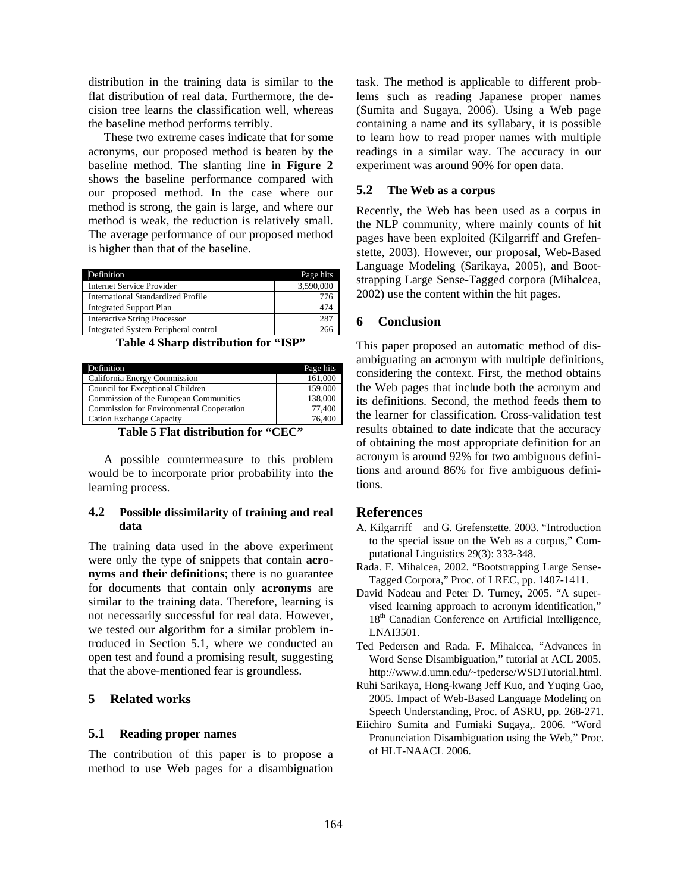distribution in the training data is similar to the flat distribution of real data. Furthermore, the decision tree learns the classification well, whereas the baseline method performs terribly.

These two extreme cases indicate that for some acronyms, our proposed method is beaten by the baseline method. The slanting line in **Figure 2** shows the baseline performance compared with our proposed method. In the case where our method is strong, the gain is large, and where our method is weak, the reduction is relatively small. The average performance of our proposed method is higher than that of the baseline.

| Definition | Page hits |
|---|---|
| Internet Service Provider | 3,590,000 |
| International Standardized Profile | 776 |
| Integrated Support Plan | 474 |
| Interactive String Processor | 287 |
| Integrated System Peripheral control | 266 |

**Table 4 Sharp distribution for "ISP"**

| Definition | Page hits |
|---|---|
| California Energy Commission | 161,000 |
| Council for Exceptional Children | 159,000 |
| Commission of the European Communities | 138,000 |
| Commission for Environmental Cooperation | 77,400 |
| Cation Exchange Capacity | 76,400 |

**Table 5 Flat distribution for "CEC"**

A possible countermeasure to this problem would be to incorporate prior probability into the learning process.

### 4.2 Possible dissimilarity of training and real data

The training data used in the above experiment were only the type of snippets that contain **acronyms and their definitions**; there is no guarantee for documents that contain only **acronyms** are similar to the training data. Therefore, learning is not necessarily successful for real data. However, we tested our algorithm for a similar problem introduced in Section 5.1, where we conducted an open test and found a promising result, suggesting that the above-mentioned fear is groundless.

## 5 Related works

### 5.1 Reading proper names

The contribution of this paper is to propose a method to use Web pages for a disambiguation task. The method is applicable to different problems such as reading Japanese proper names (Sumita and Sugaya, 2006). Using a Web page containing a name and its syllabary, it is possible to learn how to read proper names with multiple readings in a similar way. The accuracy in our experiment was around 90% for open data.

### 5.2 The Web as a corpus

Recently, the Web has been used as a corpus in the NLP community, where mainly counts of hit pages have been exploited (Kilgarriff and Grefenstette, 2003). However, our proposal, Web-Based Language Modeling (Sarikaya, 2005), and Bootstrapping Large Sense-Tagged corpora (Mihalcea, 2002) use the content within the hit pages.

## 6 Conclusion

This paper proposed an automatic method of disambiguating an acronym with multiple definitions, considering the context. First, the method obtains the Web pages that include both the acronym and its definitions. Second, the method feeds them to the learner for classification. Cross-validation test results obtained to date indicate that the accuracy of obtaining the most appropriate definition for an acronym is around 92% for two ambiguous definitions and around 86% for five ambiguous definitions.

## References

A. Kilgarriff and G. Grefenstette. 2003. "Introduction to the special issue on the Web as a corpus," Computational Linguistics 29(3): 333-348.

Rada. F. Mihalcea, 2002. "Bootstrapping Large Sense-Tagged Corpora," Proc. of LREC, pp. 1407-1411.

David Nadeau and Peter D. Turney, 2005. "A supervised learning approach to acronym identification," 18th Canadian Conference on Artificial Intelligence, LNAI3501.

Ted Pedersen and Rada. F. Mihalcea, "Advances in Word Sense Disambiguation," tutorial at ACL 2005. http://www.d.umn.edu/~tpederse/WSDTutorial.html.

Ruhi Sarikaya, Hong-kwang Jeff Kuo, and Yuqing Gao, 2005. Impact of Web-Based Language Modeling on Speech Understanding, Proc. of ASRU, pp. 268-271.

Eiichiro Sumita and Fumiaki Sugaya,. 2006. "Word Pronunciation Disambiguation using the Web," Proc. of HLT-NAACL 2006.